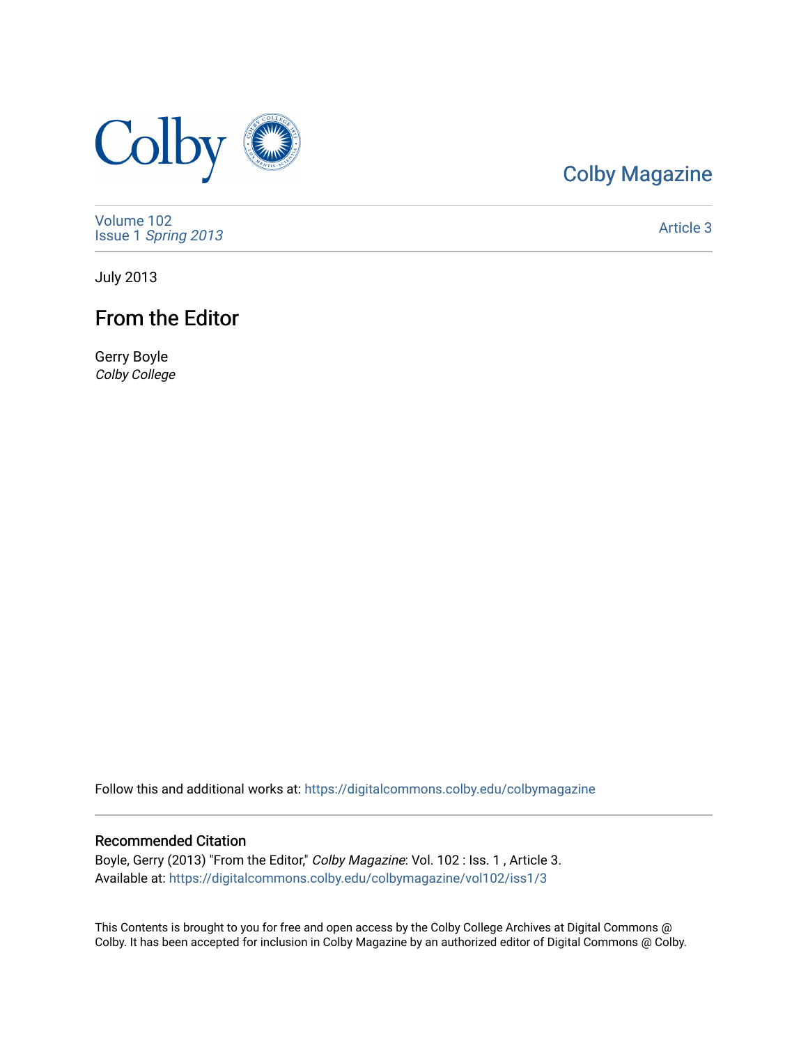Colby Magazine

Volume 102
Issue 1 *Spring 2013*

Article 3

July 2013

# From the Editor

Gerry Boyle
*Colby College*

Follow this and additional works at: https://digitalcommons.colby.edu/colbymagazine

## Recommended Citation

Boyle, Gerry (2013) "From the Editor," *Colby Magazine*: Vol. 102 : Iss. 1 , Article 3.
Available at: https://digitalcommons.colby.edu/colbymagazine/vol102/iss1/3

This Contents is brought to you for free and open access by the Colby College Archives at Digital Commons @ Colby. It has been accepted for inclusion in Colby Magazine by an authorized editor of Digital Commons @ Colby.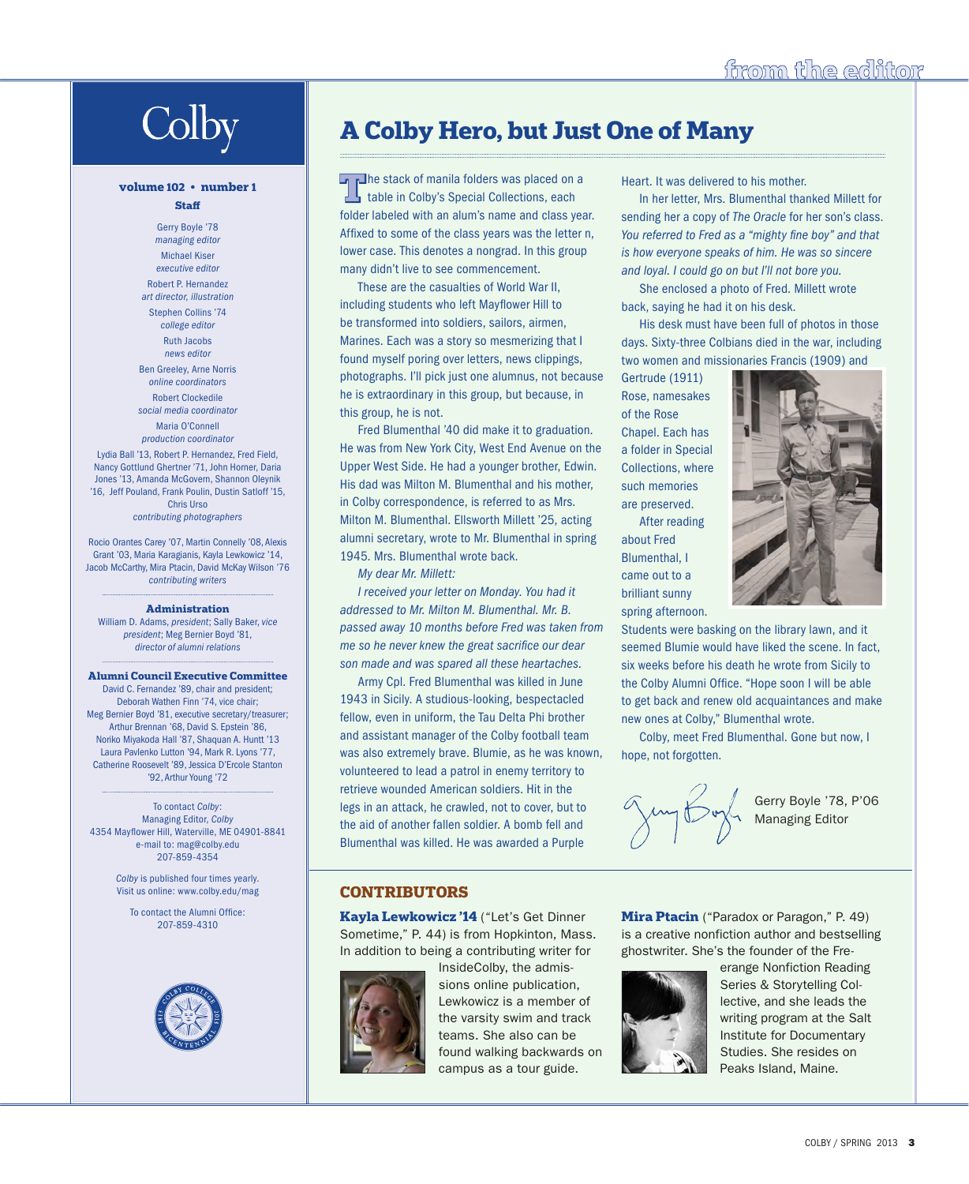# Colby

**volume 102 • number 1**

**Staff**

Gerry Boyle '78
*managing editor*

Michael Kiser
*executive editor*

Robert P. Hernandez
*art director, illustration*

Stephen Collins '74
*college editor*

Ruth Jacobs
*news editor*

Ben Greeley, Arne Norris
*online coordinators*

Robert Clockedile
*social media coordinator*

Maria O'Connell
*production coordinator*

Lydia Ball '13, Robert P. Hernandez, Fred Field, Nancy Gottlund Ghertner '71, John Homer, Daria Jones '13, Amanda McGovern, Shannon Oleynik '16, Jeff Pouland, Frank Poulin, Dustin Satloff '15, Chris Urso
*contributing photographers*

Rocio Orantes Carey '07, Martin Connelly '08, Alexis Grant '03, Maria Karagianis, Kayla Lewkowicz '14, Jacob McCarthy, Mira Ptacin, David McKay Wilson '76
*contributing writers*

**Administration**

William D. Adams, *president*; Sally Baker, *vice president*; Meg Bernier Boyd '81, *director of alumni relations*

**Alumni Council Executive Committee**

David C. Fernandez '89, chair and president; Deborah Wathen Finn '74, vice chair; Meg Bernier Boyd '81, executive secretary/treasurer; Arthur Brennan '68, David S. Epstein '86, Noriko Miyakoda Hall '87, Shaquan A. Huntt '13, Laura Pavlenko Lutton '94, Mark R. Lyons '77, Catherine Roosevelt '89, Jessica D'Ercole Stanton '92, Arthur Young '72

To contact *Colby*:
Managing Editor, *Colby*
4354 Mayflower Hill, Waterville, ME 04901-8841
e-mail to: mag@colby.edu
207-859-4354

*Colby* is published four times yearly.
Visit us online: www.colby.edu/mag

To contact the Alumni Office:
207-859-4310

## from the editor

# A Colby Hero, but Just One of Many

The stack of manila folders was placed on a table in Colby's Special Collections, each folder labeled with an alum's name and class year. Affixed to some of the class years was the letter n, lower case. This denotes a nongrad. In this group many didn't live to see commencement.

These are the casualties of World War II, including students who left Mayflower Hill to be transformed into soldiers, sailors, airmen, Marines. Each was a story so mesmerizing that I found myself poring over letters, news clippings, photographs. I'll pick just one alumnus, not because he is extraordinary in this group, but because, in this group, he is not.

Fred Blumenthal '40 did make it to graduation. He was from New York City, West End Avenue on the Upper West Side. He had a younger brother, Edwin. His dad was Milton M. Blumenthal and his mother, in Colby correspondence, is referred to as Mrs. Milton M. Blumenthal. Ellsworth Millett '25, acting alumni secretary, wrote to Mr. Blumenthal in spring 1945. Mrs. Blumenthal wrote back.

*My dear Mr. Millett:*

*I received your letter on Monday. You had it addressed to Mr. Milton M. Blumenthal. Mr. B. passed away 10 months before Fred was taken from me so he never knew the great sacrifice our dear son made and was spared all these heartaches.*

Army Cpl. Fred Blumenthal was killed in June 1943 in Sicily. A studious-looking, bespectacled fellow, even in uniform, the Tau Delta Phi brother and assistant manager of the Colby football team was also extremely brave. Blumie, as he was known, volunteered to lead a patrol in enemy territory to retrieve wounded American soldiers. Hit in the legs in an attack, he crawled, not to cover, but to the aid of another fallen soldier. A bomb fell and Blumenthal was killed. He was awarded a Purple Heart. It was delivered to his mother.

In her letter, Mrs. Blumenthal thanked Millett for sending her a copy of *The Oracle* for her son's class. *You referred to Fred as a "mighty fine boy" and that is how everyone speaks of him. He was so sincere and loyal. I could go on but I'll not bore you.*

She enclosed a photo of Fred. Millett wrote back, saying he had it on his desk.

His desk must have been full of photos in those days. Sixty-three Colbians died in the war, including two women and missionaries Francis (1909) and Gertrude (1911) Rose, namesakes of the Rose Chapel. Each has a folder in Special Collections, where such memories are preserved.

After reading about Fred Blumenthal, I came out to a brilliant sunny spring afternoon. Students were basking on the library lawn, and it seemed Blumie would have liked the scene. In fact, six weeks before his death he wrote from Sicily to the Colby Alumni Office. "Hope soon I will be able to get back and renew old acquaintances and make new ones at Colby," Blumenthal wrote.

Colby, meet Fred Blumenthal. Gone but now, I hope, not forgotten.

Gerry Boyle '78, P'06
Managing Editor

## CONTRIBUTORS

**Kayla Lewkowicz '14** ("Let's Get Dinner Sometime," P. 44) is from Hopkinton, Mass. In addition to being a contributing writer for InsideColby, the admissions online publication, Lewkowicz is a member of the varsity swim and track teams. She also can be found walking backwards on campus as a tour guide.

**Mira Ptacin** ("Paradox or Paragon," P. 49) is a creative nonfiction author and bestselling ghostwriter. She's the founder of the Freerange Nonfiction Reading Series & Storytelling Collective, and she leads the writing program at the Salt Institute for Documentary Studies. She resides on Peaks Island, Maine.